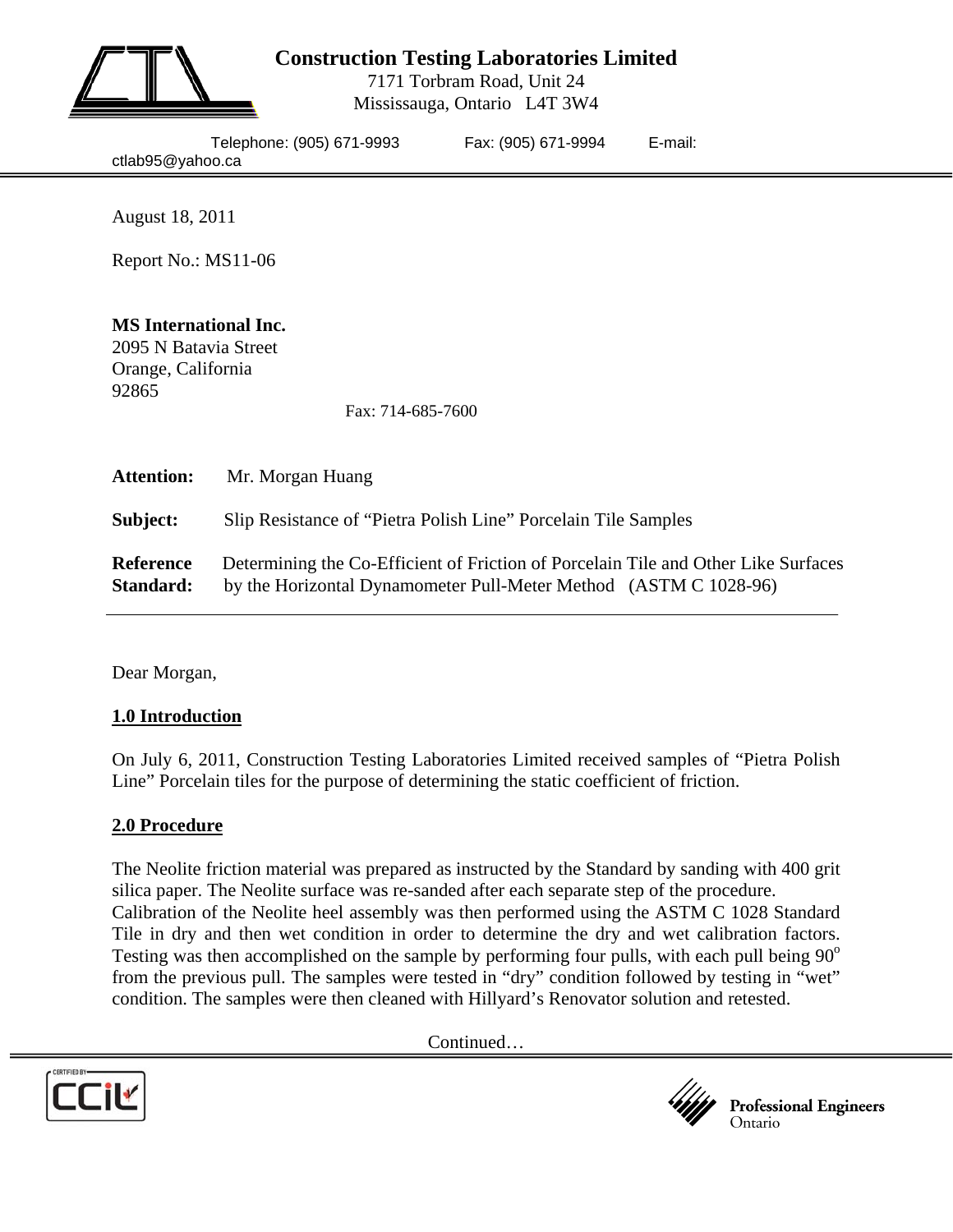**Construction Testing Laboratories Limited**
7171 Torbram Road, Unit 24
Mississauga, Ontario L4T 3W4

Telephone: (905) 671-9993 Fax: (905) 671-9994 E-mail: ctlab95@yahoo.ca

August 18, 2011

Report No.: MS11-06

**MS International Inc.**
2095 N Batavia Street
Orange, California
92865

Fax: 714-685-7600

**Attention:** Mr. Morgan Huang

**Subject:** Slip Resistance of "Pietra Polish Line" Porcelain Tile Samples

**Reference Standard:** Determining the Co-Efficient of Friction of Porcelain Tile and Other Like Surfaces by the Horizontal Dynamometer Pull-Meter Method (ASTM C 1028-96)

Dear Morgan,

## 1.0 Introduction

On July 6, 2011, Construction Testing Laboratories Limited received samples of "Pietra Polish Line" Porcelain tiles for the purpose of determining the static coefficient of friction.

## 2.0 Procedure

The Neolite friction material was prepared as instructed by the Standard by sanding with 400 grit silica paper. The Neolite surface was re-sanded after each separate step of the procedure. Calibration of the Neolite heel assembly was then performed using the ASTM C 1028 Standard Tile in dry and then wet condition in order to determine the dry and wet calibration factors. Testing was then accomplished on the sample by performing four pulls, with each pull being $90^{o}$ from the previous pull. The samples were tested in "dry" condition followed by testing in "wet" condition. The samples were then cleaned with Hillyard's Renovator solution and retested.

Continued…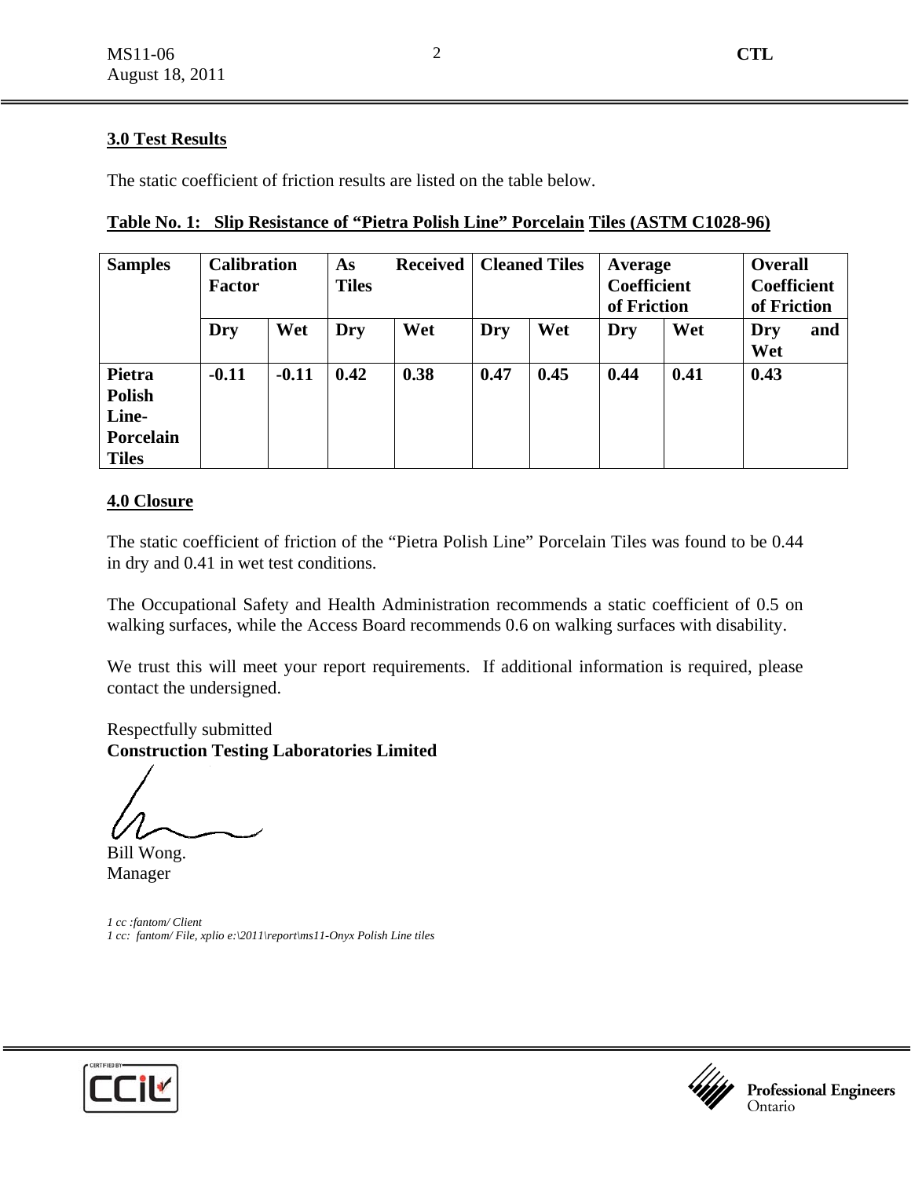## 3.0 Test Results

The static coefficient of friction results are listed on the table below.

**Table No. 1: Slip Resistance of "Pietra Polish Line" Porcelain Tiles (ASTM C1028-96)**

| Samples | Calibration Factor | | As Received Tiles | | Cleaned Tiles | | Average Coefficient of Friction | | Overall Coefficient of Friction |
|---|---|---|---|---|---|---|---|---|---|
| | Dry | Wet | Dry | Wet | Dry | Wet | Dry | Wet | Dry and Wet |
| Pietra Polish Line-Porcelain Tiles | -0.11 | -0.11 | 0.42 | 0.38 | 0.47 | 0.45 | 0.44 | 0.41 | 0.43 |

## 4.0 Closure

The static coefficient of friction of the "Pietra Polish Line" Porcelain Tiles was found to be 0.44 in dry and 0.41 in wet test conditions.

The Occupational Safety and Health Administration recommends a static coefficient of 0.5 on walking surfaces, while the Access Board recommends 0.6 on walking surfaces with disability.

We trust this will meet your report requirements. If additional information is required, please contact the undersigned.

Respectfully submitted
**Construction Testing Laboratories Limited**

Bill Wong.
Manager

*1 cc :fantom/ Client*
*1 cc: fantom/ File, xplio e:\2011\report\ms11-Onyx Polish Line tiles*